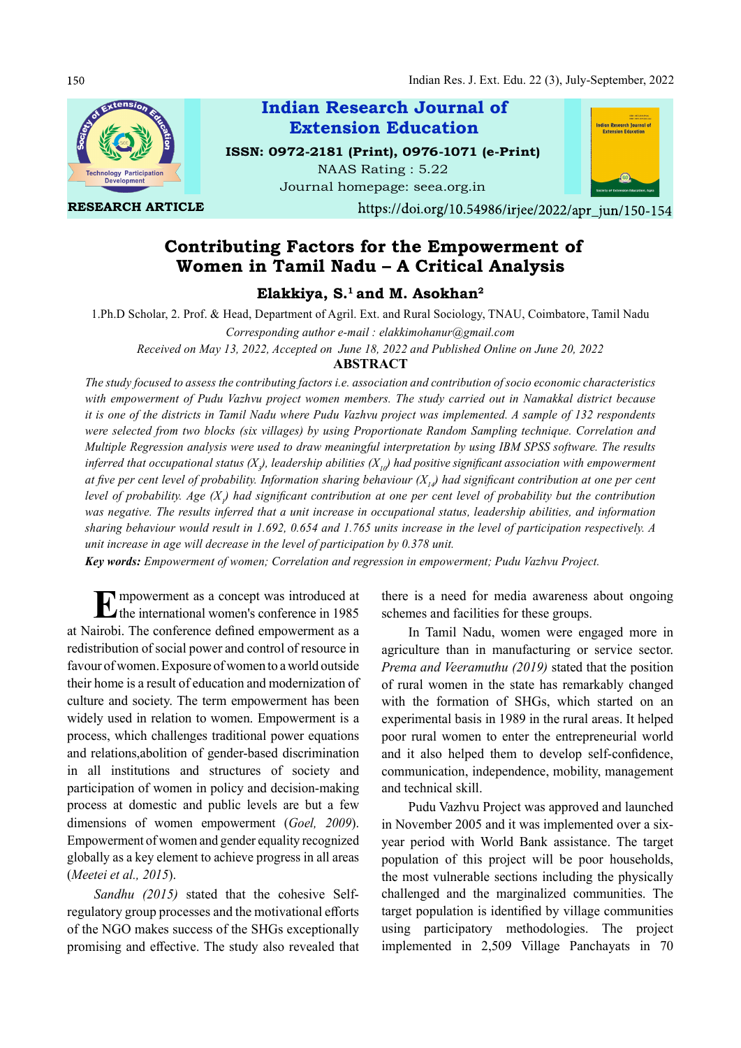RESEARCH ARTICLE

https://doi.org/10.54986/irjee/2022/apr_jun/150-154

# Contributing Factors for the Empowerment of Women in Tamil Nadu – A Critical Analysis

**Elakkiya, S.[1] and M. Asokhan[2]**

1.Ph.D Scholar, 2. Prof. & Head, Department of Agril. Ext. and Rural Sociology, TNAU, Coimbatore, Tamil Nadu

*Corresponding author e-mail : elakkimohanur@gmail.com*

*Received on May 13, 2022, Accepted on June 18, 2022 and Published Online on June 20, 2022*

## ABSTRACT

*The study focused to assess the contributing factors i.e. association and contribution of socio economic characteristics with empowerment of Pudu Vazhvu project women members. The study carried out in Namakkal district because it is one of the districts in Tamil Nadu where Pudu Vazhvu project was implemented. A sample of 132 respondents were selected from two blocks (six villages) by using Proportionate Random Sampling technique. Correlation and Multiple Regression analysis were used to draw meaningful interpretation by using IBM SPSS software. The results inferred that occupational status ($X_3$), leadership abilities ($X_{10}$) had positive significant association with empowerment at five per cent level of probability. Information sharing behaviour ($X_{14}$) had significant contribution at one per cent level of probability. Age ($X_1$) had significant contribution at one per cent level of probability but the contribution was negative. The results inferred that a unit increase in occupational status, leadership abilities, and information sharing behaviour would result in 1.692, 0.654 and 1.765 units increase in the level of participation respectively. A unit increase in age will decrease in the level of participation by 0.378 unit.*

***Key words:** Empowerment of women; Correlation and regression in empowerment; Pudu Vazhvu Project.*

Empowerment as a concept was introduced at the international women's conference in 1985 at Nairobi. The conference defined empowerment as a redistribution of social power and control of resource in favour of women. Exposure of women to a world outside their home is a result of education and modernization of culture and society. The term empowerment has been widely used in relation to women. Empowerment is a process, which challenges traditional power equations and relations,abolition of gender-based discrimination in all institutions and structures of society and participation of women in policy and decision-making process at domestic and public levels are but a few dimensions of women empowerment (*Goel, 2009*). Empowerment of women and gender equality recognized globally as a key element to achieve progress in all areas (*Meetei et al., 2015*).

*Sandhu (2015)* stated that the cohesive Self-regulatory group processes and the motivational efforts of the NGO makes success of the SHGs exceptionally promising and effective. The study also revealed that there is a need for media awareness about ongoing schemes and facilities for these groups.

In Tamil Nadu, women were engaged more in agriculture than in manufacturing or service sector. *Prema and Veeramuthu (2019)* stated that the position of rural women in the state has remarkably changed with the formation of SHGs, which started on an experimental basis in 1989 in the rural areas. It helped poor rural women to enter the entrepreneurial world and it also helped them to develop self-confidence, communication, independence, mobility, management and technical skill.

Pudu Vazhvu Project was approved and launched in November 2005 and it was implemented over a six-year period with World Bank assistance. The target population of this project will be poor households, the most vulnerable sections including the physically challenged and the marginalized communities. The target population is identified by village communities using participatory methodologies. The project implemented in 2,509 Village Panchayats in 70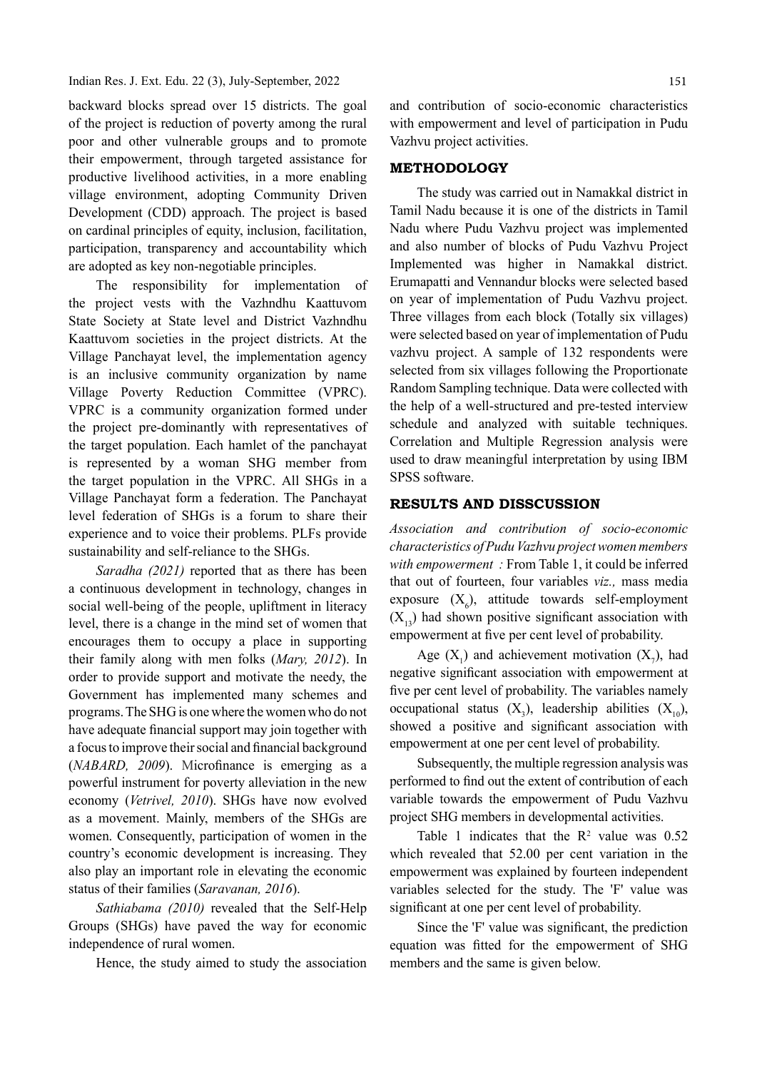backward blocks spread over 15 districts. The goal of the project is reduction of poverty among the rural poor and other vulnerable groups and to promote their empowerment, through targeted assistance for productive livelihood activities, in a more enabling village environment, adopting Community Driven Development (CDD) approach. The project is based on cardinal principles of equity, inclusion, facilitation, participation, transparency and accountability which are adopted as key non-negotiable principles.

The responsibility for implementation of the project vests with the Vazhndhu Kaattuvom State Society at State level and District Vazhndhu Kaattuvom societies in the project districts. At the Village Panchayat level, the implementation agency is an inclusive community organization by name Village Poverty Reduction Committee (VPRC). VPRC is a community organization formed under the project pre-dominantly with representatives of the target population. Each hamlet of the panchayat is represented by a woman SHG member from the target population in the VPRC. All SHGs in a Village Panchayat form a federation. The Panchayat level federation of SHGs is a forum to share their experience and to voice their problems. PLFs provide sustainability and self-reliance to the SHGs.

*Saradha (2021)* reported that as there has been a continuous development in technology, changes in social well-being of the people, upliftment in literacy level, there is a change in the mind set of women that encourages them to occupy a place in supporting their family along with men folks (*Mary, 2012*). In order to provide support and motivate the needy, the Government has implemented many schemes and programs. The SHG is one where the women who do not have adequate financial support may join together with a focus to improve their social and financial background (*NABARD, 2009*). Microfinance is emerging as a powerful instrument for poverty alleviation in the new economy (*Vetrivel, 2010*). SHGs have now evolved as a movement. Mainly, members of the SHGs are women. Consequently, participation of women in the country's economic development is increasing. They also play an important role in elevating the economic status of their families (*Saravanan, 2016*).

*Sathiabama (2010)* revealed that the Self-Help Groups (SHGs) have paved the way for economic independence of rural women.

Hence, the study aimed to study the association and contribution of socio-economic characteristics with empowerment and level of participation in Pudu Vazhvu project activities.

## METHODOLOGY

The study was carried out in Namakkal district in Tamil Nadu because it is one of the districts in Tamil Nadu where Pudu Vazhvu project was implemented and also number of blocks of Pudu Vazhvu Project Implemented was higher in Namakkal district. Erumapatti and Vennandur blocks were selected based on year of implementation of Pudu Vazhvu project. Three villages from each block (Totally six villages) were selected based on year of implementation of Pudu vazhvu project. A sample of 132 respondents were selected from six villages following the Proportionate Random Sampling technique. Data were collected with the help of a well-structured and pre-tested interview schedule and analyzed with suitable techniques. Correlation and Multiple Regression analysis were used to draw meaningful interpretation by using IBM SPSS software.

## RESULTS AND DISSCUSSION

*Association and contribution of socio-economic characteristics of Pudu Vazhvu project women members with empowerment :* From Table 1, it could be inferred that out of fourteen, four variables *viz.,* mass media exposure ($X_6$), attitude towards self-employment ($X_{13}$) had shown positive significant association with empowerment at five per cent level of probability.

Age ($X_1$) and achievement motivation ($X_7$), had negative significant association with empowerment at five per cent level of probability. The variables namely occupational status ($X_3$), leadership abilities ($X_{10}$), showed a positive and significant association with empowerment at one per cent level of probability.

Subsequently, the multiple regression analysis was performed to find out the extent of contribution of each variable towards the empowerment of Pudu Vazhvu project SHG members in developmental activities.

Table 1 indicates that the $R^2$ value was 0.52 which revealed that 52.00 per cent variation in the empowerment was explained by fourteen independent variables selected for the study. The 'F' value was significant at one per cent level of probability.

Since the 'F' value was significant, the prediction equation was fitted for the empowerment of SHG members and the same is given below.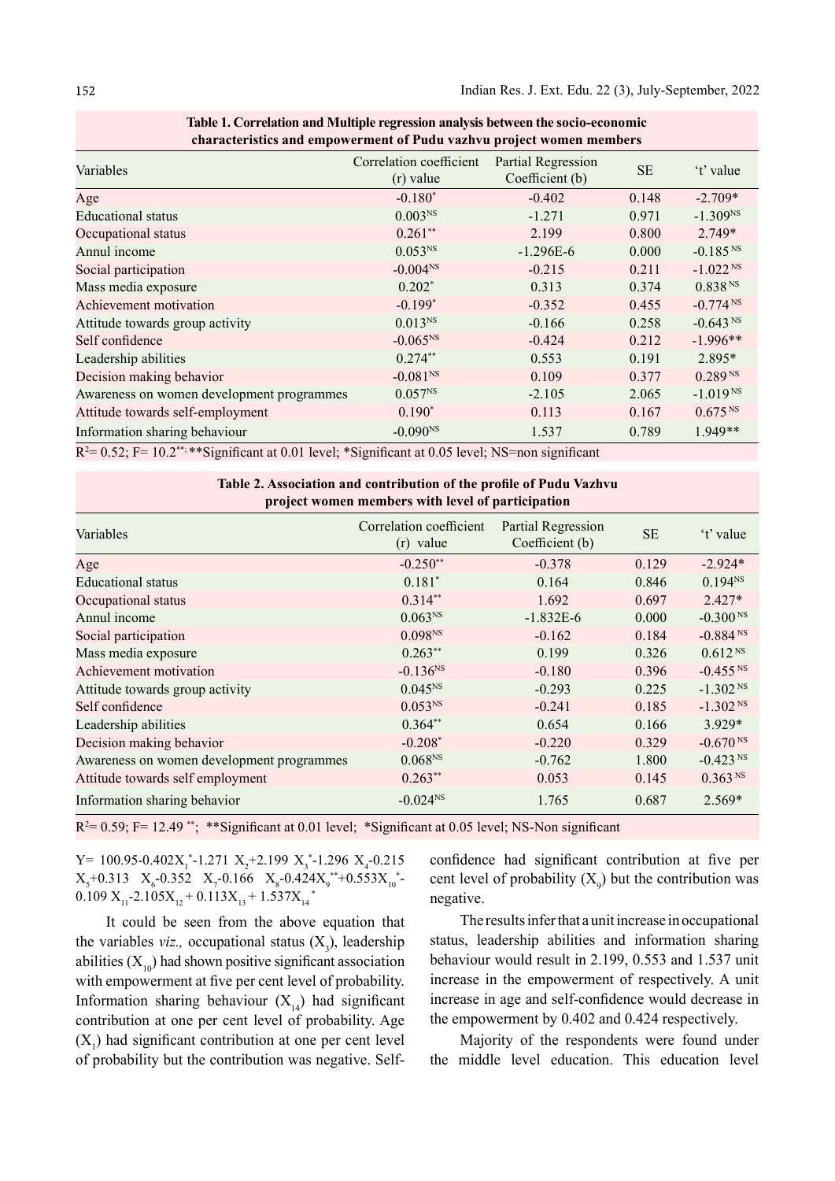**Table 1. Correlation and Multiple regression analysis between the socio-economic characteristics and empowerment of Pudu vazhvu project women members**

| Variables | Correlation coefficient (r) value | Partial Regression Coefficient (b) | SE | 't' value |
|---|---|---|---|---|
| Age | -0.180* | -0.402 | 0.148 | -2.709* |
| Educational status | 0.003NS | -1.271 | 0.971 | -1.309NS |
| Occupational status | 0.261** | 2.199 | 0.800 | 2.749* |
| Annul income | 0.053NS | -1.296E-6 | 0.000 | -0.185 NS |
| Social participation | -0.004NS | -0.215 | 0.211 | -1.022 NS |
| Mass media exposure | 0.202* | 0.313 | 0.374 | 0.838 NS |
| Achievement motivation | -0.199* | -0.352 | 0.455 | -0.774 NS |
| Attitude towards group activity | 0.013NS | -0.166 | 0.258 | -0.643 NS |
| Self confidence | -0.065NS | -0.424 | 0.212 | -1.996** |
| Leadership abilities | 0.274** | 0.553 | 0.191 | 2.895* |
| Decision making behavior | -0.081NS | 0.109 | 0.377 | 0.289 NS |
| Awareness on women development programmes | 0.057NS | -2.105 | 2.065 | -1.019 NS |
| Attitude towards self-employment | 0.190* | 0.113 | 0.167 | 0.675 NS |
| Information sharing behaviour | -0.090NS | 1.537 | 0.789 | 1.949** |

$R^2$= 0.52; F= 10.2**; **Significant at 0.01 level; *Significant at 0.05 level; NS=non significant

**Table 2. Association and contribution of the profile of Pudu Vazhvu project women members with level of participation**

| Variables | Correlation coefficient (r) value | Partial Regression Coefficient (b) | SE | 't' value |
|---|---|---|---|---|
| Age | -0.250** | -0.378 | 0.129 | -2.924* |
| Educational status | 0.181* | 0.164 | 0.846 | 0.194NS |
| Occupational status | 0.314** | 1.692 | 0.697 | 2.427* |
| Annul income | 0.063NS | -1.832E-6 | 0.000 | -0.300 NS |
| Social participation | 0.098NS | -0.162 | 0.184 | -0.884 NS |
| Mass media exposure | 0.263** | 0.199 | 0.326 | 0.612 NS |
| Achievement motivation | -0.136NS | -0.180 | 0.396 | -0.455 NS |
| Attitude towards group activity | 0.045NS | -0.293 | 0.225 | -1.302 NS |
| Self confidence | 0.053NS | -0.241 | 0.185 | -1.302 NS |
| Leadership abilities | 0.364** | 0.654 | 0.166 | 3.929* |
| Decision making behavior | -0.208* | -0.220 | 0.329 | -0.670 NS |
| Awareness on women development programmes | 0.068NS | -0.762 | 1.800 | -0.423 NS |
| Attitude towards self employment | 0.263** | 0.053 | 0.145 | 0.363 NS |
| Information sharing behavior | -0.024NS | 1.765 | 0.687 | 2.569* |

$R^2$= 0.59; F= 12.49 **; **Significant at 0.01 level; *Significant at 0.05 level; NS-Non significant

$$Y= 100.95-0.402X_1^{*}-1.271\ X_2+2.199\ X_3^{*}-1.296\ X_4-0.215\ X_5+0.313\ \ X_6-0.352\ \ X_7-0.166\ \ X_8-0.424X_9^{**}+0.553X_{10}^{*}-0.109\ X_{11}-2.105X_{12}+0.113X_{13}+1.537X_{14}^{*}$$

It could be seen from the above equation that the variables *viz.,* occupational status ($X_3$), leadership abilities ($X_{10}$) had shown positive significant association with empowerment at five per cent level of probability. Information sharing behaviour ($X_{14}$) had significant contribution at one per cent level of probability. Age ($X_1$) had significant contribution at one per cent level of probability but the contribution was negative. Self-confidence had significant contribution at five per cent level of probability ($X_9$) but the contribution was negative.

The results infer that a unit increase in occupational status, leadership abilities and information sharing behaviour would result in 2.199, 0.553 and 1.537 unit increase in the empowerment of respectively. A unit increase in age and self-confidence would decrease in the empowerment by 0.402 and 0.424 respectively.

Majority of the respondents were found under the middle level education. This education level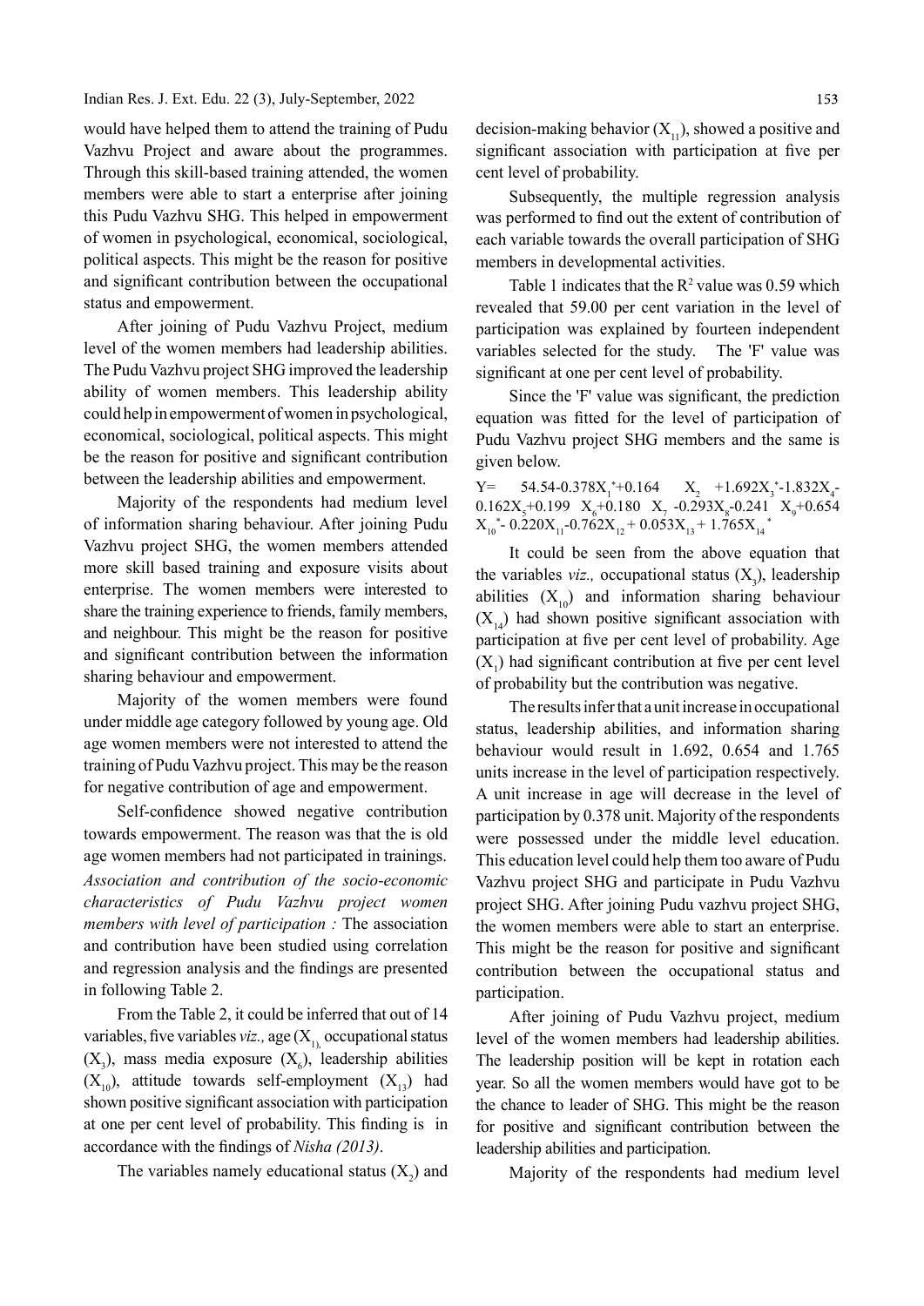would have helped them to attend the training of Pudu Vazhvu Project and aware about the programmes. Through this skill-based training attended, the women members were able to start a enterprise after joining this Pudu Vazhvu SHG. This helped in empowerment of women in psychological, economical, sociological, political aspects. This might be the reason for positive and significant contribution between the occupational status and empowerment.

After joining of Pudu Vazhvu Project, medium level of the women members had leadership abilities. The Pudu Vazhvu project SHG improved the leadership ability of women members. This leadership ability could help in empowerment of women in psychological, economical, sociological, political aspects. This might be the reason for positive and significant contribution between the leadership abilities and empowerment.

Majority of the respondents had medium level of information sharing behaviour. After joining Pudu Vazhvu project SHG, the women members attended more skill based training and exposure visits about enterprise. The women members were interested to share the training experience to friends, family members, and neighbour. This might be the reason for positive and significant contribution between the information sharing behaviour and empowerment.

Majority of the women members were found under middle age category followed by young age. Old age women members were not interested to attend the training of Pudu Vazhvu project. This may be the reason for negative contribution of age and empowerment.

Self-confidence showed negative contribution towards empowerment. The reason was that the is old age women members had not participated in trainings.

*Association and contribution of the socio-economic characteristics of Pudu Vazhvu project women members with level of participation :* The association and contribution have been studied using correlation and regression analysis and the findings are presented in following Table 2.

From the Table 2, it could be inferred that out of 14 variables, five variables *viz.,* age ($X_1$), occupational status ($X_3$), mass media exposure ($X_6$), leadership abilities ($X_{10}$), attitude towards self-employment ($X_{13}$) had shown positive significant association with participation at one per cent level of probability. This finding is in accordance with the findings of *Nisha (2013)*.

The variables namely educational status ($X_2$) and decision-making behavior ($X_{11}$), showed a positive and significant association with participation at five per cent level of probability.

Subsequently, the multiple regression analysis was performed to find out the extent of contribution of each variable towards the overall participation of SHG members in developmental activities.

Table 1 indicates that the $R^2$ value was 0.59 which revealed that 59.00 per cent variation in the level of participation was explained by fourteen independent variables selected for the study. The 'F' value was significant at one per cent level of probability.

Since the 'F' value was significant, the prediction equation was fitted for the level of participation of Pudu Vazhvu project SHG members and the same is given below.

$$Y = 54.54 - 0.378X_1^* + 0.164X_2 + 1.692X_3^* - 1.832X_4 - 0.162X_5 + 0.199X_6 + 0.180X_7 - 0.293X_8 - 0.241X_9 + 0.654X_{10}^* - 0.220X_{11} - 0.762X_{12} + 0.053X_{13} + 1.765X_{14}^*$$

It could be seen from the above equation that the variables *viz.,* occupational status ($X_3$), leadership abilities ($X_{10}$) and information sharing behaviour ($X_{14}$) had shown positive significant association with participation at five per cent level of probability. Age ($X_1$) had significant contribution at five per cent level of probability but the contribution was negative.

The results infer that a unit increase in occupational status, leadership abilities, and information sharing behaviour would result in 1.692, 0.654 and 1.765 units increase in the level of participation respectively. A unit increase in age will decrease in the level of participation by 0.378 unit. Majority of the respondents were possessed under the middle level education. This education level could help them too aware of Pudu Vazhvu project SHG and participate in Pudu Vazhvu project SHG. After joining Pudu vazhvu project SHG, the women members were able to start an enterprise. This might be the reason for positive and significant contribution between the occupational status and participation.

After joining of Pudu Vazhvu project, medium level of the women members had leadership abilities. The leadership position will be kept in rotation each year. So all the women members would have got to be the chance to leader of SHG. This might be the reason for positive and significant contribution between the leadership abilities and participation.

Majority of the respondents had medium level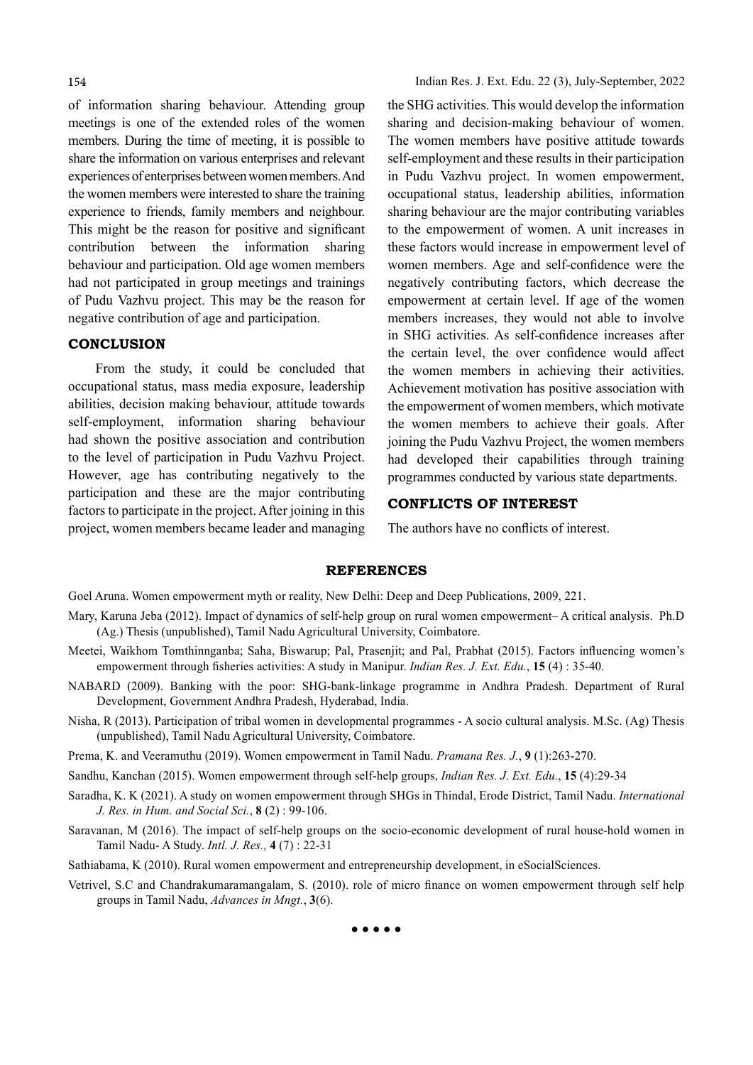of information sharing behaviour. Attending group meetings is one of the extended roles of the women members. During the time of meeting, it is possible to share the information on various enterprises and relevant experiences of enterprises between women members. And the women members were interested to share the training experience to friends, family members and neighbour. This might be the reason for positive and significant contribution between the information sharing behaviour and participation. Old age women members had not participated in group meetings and trainings of Pudu Vazhvu project. This may be the reason for negative contribution of age and participation.

## CONCLUSION

From the study, it could be concluded that occupational status, mass media exposure, leadership abilities, decision making behaviour, attitude towards self-employment, information sharing behaviour had shown the positive association and contribution to the level of participation in Pudu Vazhvu Project. However, age has contributing negatively to the participation and these are the major contributing factors to participate in the project. After joining in this project, women members became leader and managing the SHG activities. This would develop the information sharing and decision-making behaviour of women. The women members have positive attitude towards self-employment and these results in their participation in Pudu Vazhvu project. In women empowerment, occupational status, leadership abilities, information sharing behaviour are the major contributing variables to the empowerment of women. A unit increases in these factors would increase in empowerment level of women members. Age and self-confidence were the negatively contributing factors, which decrease the empowerment at certain level. If age of the women members increases, they would not able to involve in SHG activities. As self-confidence increases after the certain level, the over confidence would affect the women members in achieving their activities. Achievement motivation has positive association with the empowerment of women members, which motivate the women members to achieve their goals. After joining the Pudu Vazhvu Project, the women members had developed their capabilities through training programmes conducted by various state departments.

## CONFLICTS OF INTEREST

The authors have no conflicts of interest.

## REFERENCES

Goel Aruna. Women empowerment myth or reality, New Delhi: Deep and Deep Publications, 2009, 221.

Mary, Karuna Jeba (2012). Impact of dynamics of self-help group on rural women empowerment– A critical analysis. Ph.D (Ag.) Thesis (unpublished), Tamil Nadu Agricultural University, Coimbatore.

Meetei, Waikhom Tomthinnganba; Saha, Biswarup; Pal, Prasenjit; and Pal, Prabhat (2015). Factors influencing women's empowerment through fisheries activities: A study in Manipur. *Indian Res. J. Ext. Edu.*, **15** (4) : 35-40.

NABARD (2009). Banking with the poor: SHG-bank-linkage programme in Andhra Pradesh. Department of Rural Development, Government Andhra Pradesh, Hyderabad, India.

Nisha, R (2013). Participation of tribal women in developmental programmes - A socio cultural analysis. M.Sc. (Ag) Thesis (unpublished), Tamil Nadu Agricultural University, Coimbatore.

Prema, K. and Veeramuthu (2019). Women empowerment in Tamil Nadu. *Pramana Res. J.*, **9** (1):263-270.

Sandhu, Kanchan (2015). Women empowerment through self-help groups, *Indian Res. J. Ext. Edu.*, **15** (4):29-34

Saradha, K. K (2021). A study on women empowerment through SHGs in Thindal, Erode District, Tamil Nadu. *International J. Res. in Hum. and Social Sci.*, **8** (2) : 99-106.

Saravanan, M (2016). The impact of self-help groups on the socio-economic development of rural house-hold women in Tamil Nadu- A Study. *Intl. J. Res.,* **4** (7) : 22-31

Sathiabama, K (2010). Rural women empowerment and entrepreneurship development, in eSocialSciences.

Vetrivel, S.C and Chandrakumaramangalam, S. (2010). role of micro finance on women empowerment through self help groups in Tamil Nadu, *Advances in Mngt.*, **3**(6).